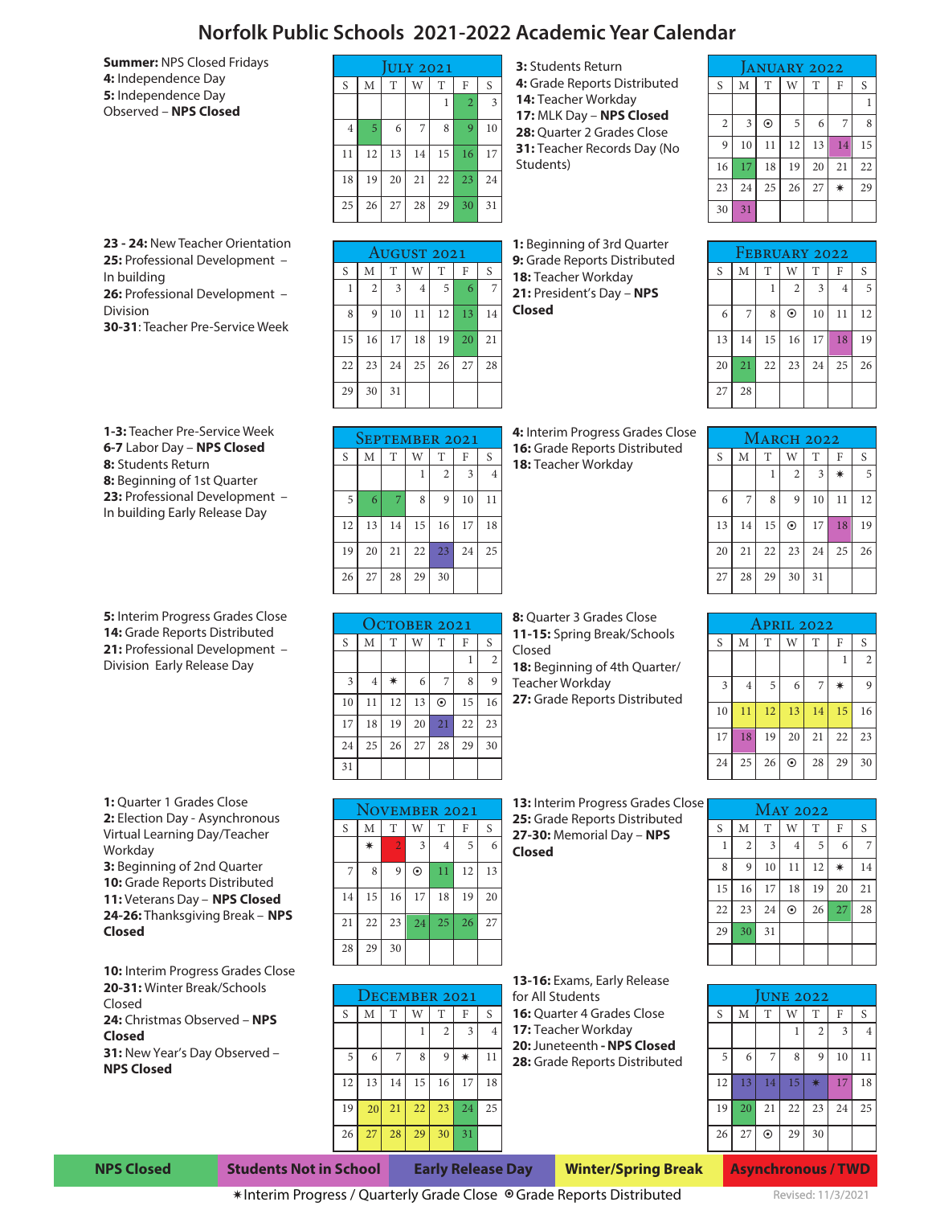# Norfolk Public Schools 2021-2022 Academic Year Calendar

**Summer:** NPS Closed Fridays
**4:** Independence Day
**5:** Independence Day Observed – **NPS Closed**

## July 2021

| S | M | T | W | T | F | S |
|---|---|---|---|---|---|---|
| | | | | 1 | 2 | 3 |
| 4 | 5 | 6 | 7 | 8 | 9 | 10 |
| 11 | 12 | 13 | 14 | 15 | 16 | 17 |
| 18 | 19 | 20 | 21 | 22 | 23 | 24 |
| 25 | 26 | 27 | 28 | 29 | 30 | 31 |

**23 - 24:** New Teacher Orientation
**25:** Professional Development – In building
**26:** Professional Development – Division
**30-31**: Teacher Pre-Service Week

## August 2021

| S | M | T | W | T | F | S |
|---|---|---|---|---|---|---|
| 1 | 2 | 3 | 4 | 5 | 6 | 7 |
| 8 | 9 | 10 | 11 | 12 | 13 | 14 |
| 15 | 16 | 17 | 18 | 19 | 20 | 21 |
| 22 | 23 | 24 | 25 | 26 | 27 | 28 |
| 29 | 30 | 31 | | | | |

**1-3:** Teacher Pre-Service Week
**6-7** Labor Day – **NPS Closed**
**8:** Students Return
**8:** Beginning of 1st Quarter
**23:** Professional Development – In building Early Release Day

## September 2021

| S | M | T | W | T | F | S |
|---|---|---|---|---|---|---|
| | | | 1 | 2 | 3 | 4 |
| 5 | 6 | 7 | 8 | 9 | 10 | 11 |
| 12 | 13 | 14 | 15 | 16 | 17 | 18 |
| 19 | 20 | 21 | 22 | 23 | 24 | 25 |
| 26 | 27 | 28 | 29 | 30 | | |

**5:** Interim Progress Grades Close
**14:** Grade Reports Distributed
**21:** Professional Development – Division Early Release Day

## October 2021

| S | M | T | W | T | F | S |
|---|---|---|---|---|---|---|
| | | | | | 1 | 2 |
| 3 | 4 | ✶ | 6 | 7 | 8 | 9 |
| 10 | 11 | 12 | 13 | ⊙ | 15 | 16 |
| 17 | 18 | 19 | 20 | 21 | 22 | 23 |
| 24 | 25 | 26 | 27 | 28 | 29 | 30 |
| 31 | | | | | | |

**1:** Quarter 1 Grades Close
**2:** Election Day - Asynchronous Virtual Learning Day/Teacher Workday
**3:** Beginning of 2nd Quarter
**10:** Grade Reports Distributed
**11:** Veterans Day – **NPS Closed**
**24-26:** Thanksgiving Break – **NPS Closed**

## November 2021

| S | M | T | W | T | F | S |
|---|---|---|---|---|---|---|
| | ✶ | 2 | 3 | 4 | 5 | 6 |
| 7 | 8 | 9 | ⊙ | 11 | 12 | 13 |
| 14 | 15 | 16 | 17 | 18 | 19 | 20 |
| 21 | 22 | 23 | 24 | 25 | 26 | 27 |
| 28 | 29 | 30 | | | | |

**10:** Interim Progress Grades Close
**20-31:** Winter Break/Schools Closed
**24:** Christmas Observed – **NPS Closed**
**31:** New Year's Day Observed – **NPS Closed**

## December 2021

| S | M | T | W | T | F | S |
|---|---|---|---|---|---|---|
| | | | 1 | 2 | 3 | 4 |
| 5 | 6 | 7 | 8 | 9 | ✶ | 11 |
| 12 | 13 | 14 | 15 | 16 | 17 | 18 |
| 19 | 20 | 21 | 22 | 23 | 24 | 25 |
| 26 | 27 | 28 | 29 | 30 | 31 | |

**3:** Students Return
**4:** Grade Reports Distributed
**14:** Teacher Workday
**17:** MLK Day – **NPS Closed**
**28:** Quarter 2 Grades Close
**31:** Teacher Records Day (No Students)

## January 2022

| S | M | T | W | T | F | S |
|---|---|---|---|---|---|---|
| | | | | | | 1 |
| 2 | 3 | ⊙ | 5 | 6 | 7 | 8 |
| 9 | 10 | 11 | 12 | 13 | 14 | 15 |
| 16 | 17 | 18 | 19 | 20 | 21 | 22 |
| 23 | 24 | 25 | 26 | 27 | ✶ | 29 |
| 30 | 31 | | | | | |

**1:** Beginning of 3rd Quarter
**9:** Grade Reports Distributed
**18:** Teacher Workday
**21:** President's Day – **NPS Closed**

## February 2022

| S | M | T | W | T | F | S |
|---|---|---|---|---|---|---|
| | | 1 | 2 | 3 | 4 | 5 |
| 6 | 7 | 8 | ⊙ | 10 | 11 | 12 |
| 13 | 14 | 15 | 16 | 17 | 18 | 19 |
| 20 | 21 | 22 | 23 | 24 | 25 | 26 |
| 27 | 28 | | | | | |

**4:** Interim Progress Grades Close
**16:** Grade Reports Distributed
**18:** Teacher Workday

## March 2022

| S | M | T | W | T | F | S |
|---|---|---|---|---|---|---|
| | | 1 | 2 | 3 | ✶ | 5 |
| 6 | 7 | 8 | 9 | 10 | 11 | 12 |
| 13 | 14 | 15 | ⊙ | 17 | 18 | 19 |
| 20 | 21 | 22 | 23 | 24 | 25 | 26 |
| 27 | 28 | 29 | 30 | 31 | | |

**8:** Quarter 3 Grades Close
**11-15:** Spring Break/Schools Closed
**18:** Beginning of 4th Quarter/ Teacher Workday
**27:** Grade Reports Distributed

## April 2022

| S | M | T | W | T | F | S |
|---|---|---|---|---|---|---|
| | | | | | 1 | 2 |
| 3 | 4 | 5 | 6 | 7 | ✶ | 9 |
| 10 | 11 | 12 | 13 | 14 | 15 | 16 |
| 17 | 18 | 19 | 20 | 21 | 22 | 23 |
| 24 | 25 | 26 | ⊙ | 28 | 29 | 30 |

**13:** Interim Progress Grades Close
**25:** Grade Reports Distributed
**27-30:** Memorial Day – **NPS Closed**

## May 2022

| S | M | T | W | T | F | S |
|---|---|---|---|---|---|---|
| 1 | 2 | 3 | 4 | 5 | 6 | 7 |
| 8 | 9 | 10 | 11 | 12 | ✶ | 14 |
| 15 | 16 | 17 | 18 | 19 | 20 | 21 |
| 22 | 23 | 24 | ⊙ | 26 | 27 | 28 |
| 29 | 30 | 31 | | | | |

**13-16:** Exams, Early Release for All Students
**16:** Quarter 4 Grades Close
**17:** Teacher Workday
**20:** Juneteenth - **NPS Closed**
**28:** Grade Reports Distributed

## June 2022

| S | M | T | W | T | F | S |
|---|---|---|---|---|---|---|
| | | | 1 | 2 | 3 | 4 |
| 5 | 6 | 7 | 8 | 9 | 10 | 11 |
| 12 | 13 | 14 | 15 | ✶ | 17 | 18 |
| 19 | 20 | 21 | 22 | 23 | 24 | 25 |
| 26 | 27 | ⊙ | 29 | 30 | | |

**Legend:** NPS Closed | Students Not in School | Early Release Day | Winter/Spring Break | Asynchronous / TWD

✶Interim Progress / Quarterly Grade Close ⊙Grade Reports Distributed

Revised: 11/3/2021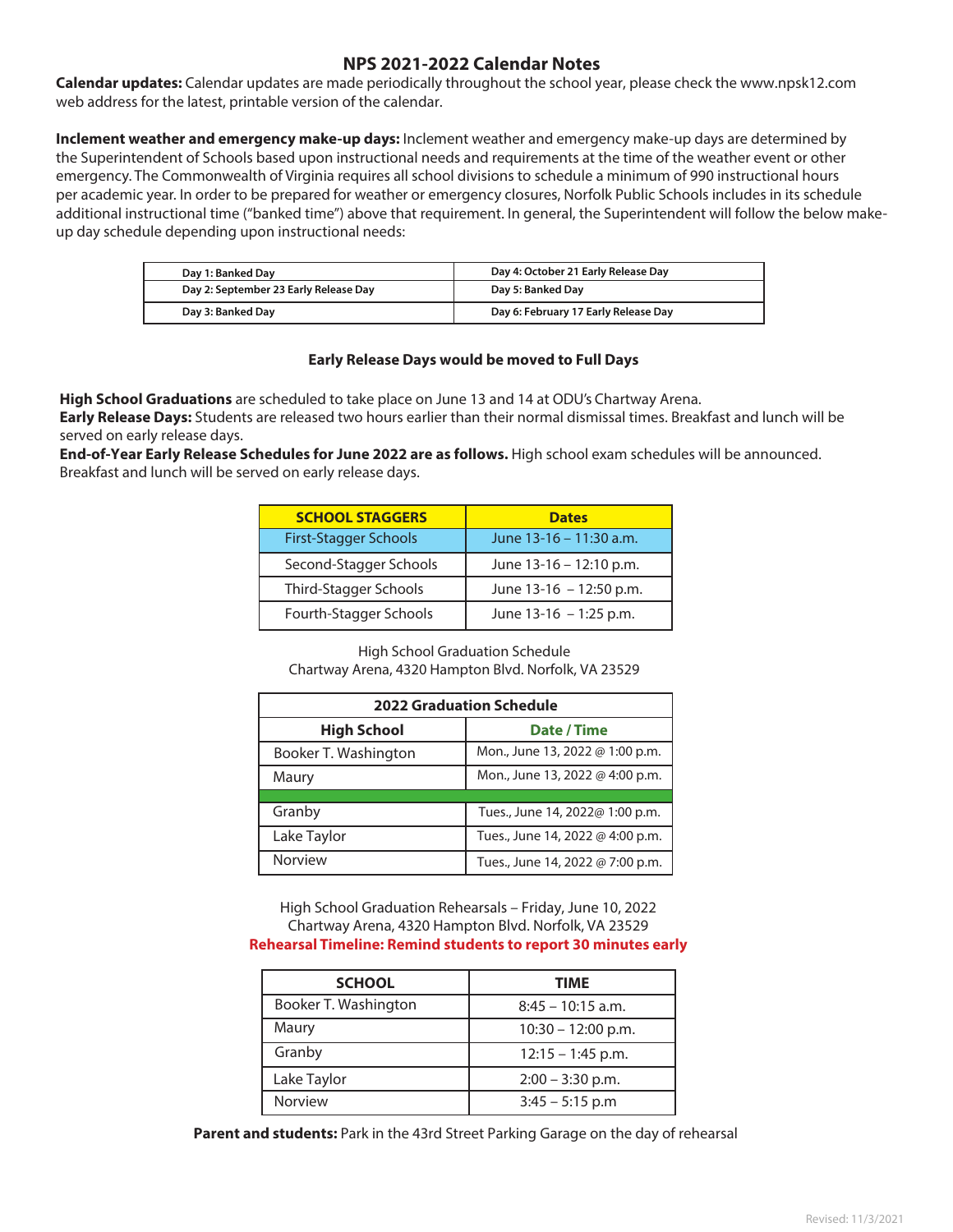# NPS 2021-2022 Calendar Notes

**Calendar updates:** Calendar updates are made periodically throughout the school year, please check the www.npsk12.com web address for the latest, printable version of the calendar.

**Inclement weather and emergency make-up days:** Inclement weather and emergency make-up days are determined by the Superintendent of Schools based upon instructional needs and requirements at the time of the weather event or other emergency. The Commonwealth of Virginia requires all school divisions to schedule a minimum of 990 instructional hours per academic year. In order to be prepared for weather or emergency closures, Norfolk Public Schools includes in its schedule additional instructional time ("banked time") above that requirement. In general, the Superintendent will follow the below make-up day schedule depending upon instructional needs:

| | |
|---|---|
| Day 1: Banked Day | Day 4: October 21 Early Release Day |
| Day 2: September 23 Early Release Day | Day 5: Banked Day |
| Day 3: Banked Day | Day 6: February 17 Early Release Day |

**Early Release Days would be moved to Full Days**

**High School Graduations** are scheduled to take place on June 13 and 14 at ODU's Chartway Arena.

**Early Release Days:** Students are released two hours earlier than their normal dismissal times. Breakfast and lunch will be served on early release days.

**End-of-Year Early Release Schedules for June 2022 are as follows.** High school exam schedules will be announced. Breakfast and lunch will be served on early release days.

| SCHOOL STAGGERS | Dates |
|---|---|
| First-Stagger Schools | June 13-16 – 11:30 a.m. |
| Second-Stagger Schools | June 13-16 – 12:10 p.m. |
| Third-Stagger Schools | June 13-16 – 12:50 p.m. |
| Fourth-Stagger Schools | June 13-16 – 1:25 p.m. |

High School Graduation Schedule
Chartway Arena, 4320 Hampton Blvd. Norfolk, VA 23529

| 2022 Graduation Schedule | |
|---|---|
| **High School** | **Date / Time** |
| Booker T. Washington | Mon., June 13, 2022 @ 1:00 p.m. |
| Maury | Mon., June 13, 2022 @ 4:00 p.m. |
| | |
| Granby | Tues., June 14, 2022@ 1:00 p.m. |
| Lake Taylor | Tues., June 14, 2022 @ 4:00 p.m. |
| Norview | Tues., June 14, 2022 @ 7:00 p.m. |

High School Graduation Rehearsals – Friday, June 10, 2022
Chartway Arena, 4320 Hampton Blvd. Norfolk, VA 23529

**Rehearsal Timeline: Remind students to report 30 minutes early**

| SCHOOL | TIME |
|---|---|
| Booker T. Washington | 8:45 – 10:15 a.m. |
| Maury | 10:30 – 12:00 p.m. |
| Granby | 12:15 – 1:45 p.m. |
| Lake Taylor | 2:00 – 3:30 p.m. |
| Norview | 3:45 – 5:15 p.m |

**Parent and students:** Park in the 43rd Street Parking Garage on the day of rehearsal

Revised: 11/3/2021